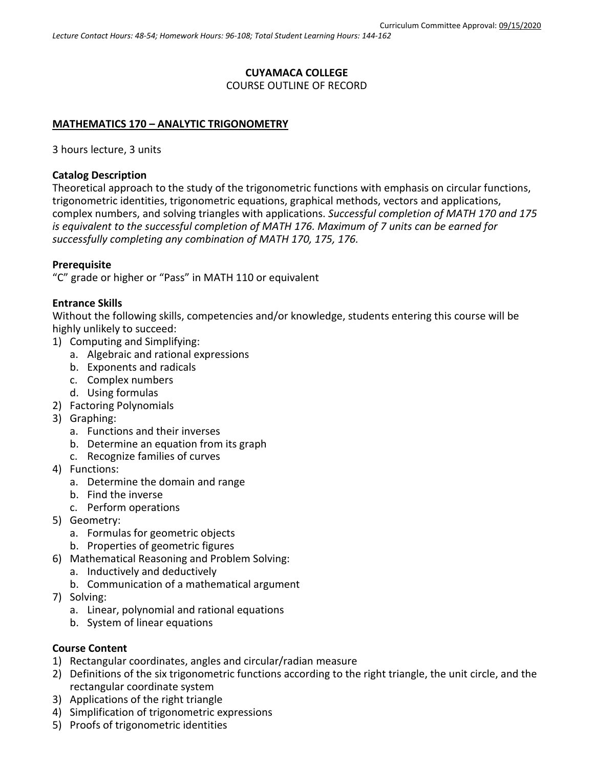Curriculum Committee Approval: 09/15/2020

*Lecture Contact Hours: 48-54; Homework Hours: 96-108; Total Student Learning Hours: 144-162*

**CUYAMACA COLLEGE**

COURSE OUTLINE OF RECORD

## MATHEMATICS 170 – ANALYTIC TRIGONOMETRY

3 hours lecture, 3 units

### Catalog Description

Theoretical approach to the study of the trigonometric functions with emphasis on circular functions, trigonometric identities, trigonometric equations, graphical methods, vectors and applications, complex numbers, and solving triangles with applications. *Successful completion of MATH 170 and 175 is equivalent to the successful completion of MATH 176. Maximum of 7 units can be earned for successfully completing any combination of MATH 170, 175, 176.*

### Prerequisite

"C" grade or higher or "Pass" in MATH 110 or equivalent

### Entrance Skills

Without the following skills, competencies and/or knowledge, students entering this course will be highly unlikely to succeed:

1) Computing and Simplifying:
   a. Algebraic and rational expressions
   b. Exponents and radicals
   c. Complex numbers
   d. Using formulas
2) Factoring Polynomials
3) Graphing:
   a. Functions and their inverses
   b. Determine an equation from its graph
   c. Recognize families of curves
4) Functions:
   a. Determine the domain and range
   b. Find the inverse
   c. Perform operations
5) Geometry:
   a. Formulas for geometric objects
   b. Properties of geometric figures
6) Mathematical Reasoning and Problem Solving:
   a. Inductively and deductively
   b. Communication of a mathematical argument
7) Solving:
   a. Linear, polynomial and rational equations
   b. System of linear equations

### Course Content

1) Rectangular coordinates, angles and circular/radian measure
2) Definitions of the six trigonometric functions according to the right triangle, the unit circle, and the rectangular coordinate system
3) Applications of the right triangle
4) Simplification of trigonometric expressions
5) Proofs of trigonometric identities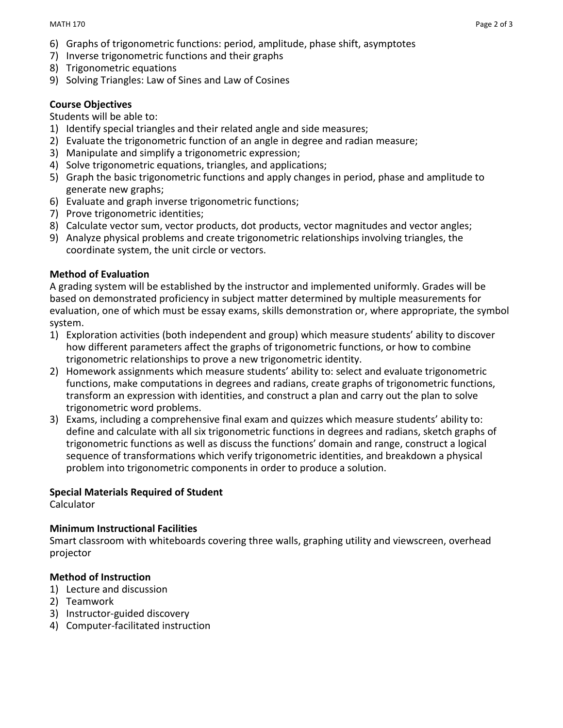6) Graphs of trigonometric functions: period, amplitude, phase shift, asymptotes
7) Inverse trigonometric functions and their graphs
8) Trigonometric equations
9) Solving Triangles: Law of Sines and Law of Cosines

**Course Objectives**
Students will be able to:

1) Identify special triangles and their related angle and side measures;
2) Evaluate the trigonometric function of an angle in degree and radian measure;
3) Manipulate and simplify a trigonometric expression;
4) Solve trigonometric equations, triangles, and applications;
5) Graph the basic trigonometric functions and apply changes in period, phase and amplitude to generate new graphs;
6) Evaluate and graph inverse trigonometric functions;
7) Prove trigonometric identities;
8) Calculate vector sum, vector products, dot products, vector magnitudes and vector angles;
9) Analyze physical problems and create trigonometric relationships involving triangles, the coordinate system, the unit circle or vectors.

**Method of Evaluation**
A grading system will be established by the instructor and implemented uniformly. Grades will be based on demonstrated proficiency in subject matter determined by multiple measurements for evaluation, one of which must be essay exams, skills demonstration or, where appropriate, the symbol system.

1) Exploration activities (both independent and group) which measure students' ability to discover how different parameters affect the graphs of trigonometric functions, or how to combine trigonometric relationships to prove a new trigonometric identity.
2) Homework assignments which measure students' ability to: select and evaluate trigonometric functions, make computations in degrees and radians, create graphs of trigonometric functions, transform an expression with identities, and construct a plan and carry out the plan to solve trigonometric word problems.
3) Exams, including a comprehensive final exam and quizzes which measure students' ability to: define and calculate with all six trigonometric functions in degrees and radians, sketch graphs of trigonometric functions as well as discuss the functions' domain and range, construct a logical sequence of transformations which verify trigonometric identities, and breakdown a physical problem into trigonometric components in order to produce a solution.

**Special Materials Required of Student**
Calculator

**Minimum Instructional Facilities**
Smart classroom with whiteboards covering three walls, graphing utility and viewscreen, overhead projector

**Method of Instruction**

1) Lecture and discussion
2) Teamwork
3) Instructor-guided discovery
4) Computer-facilitated instruction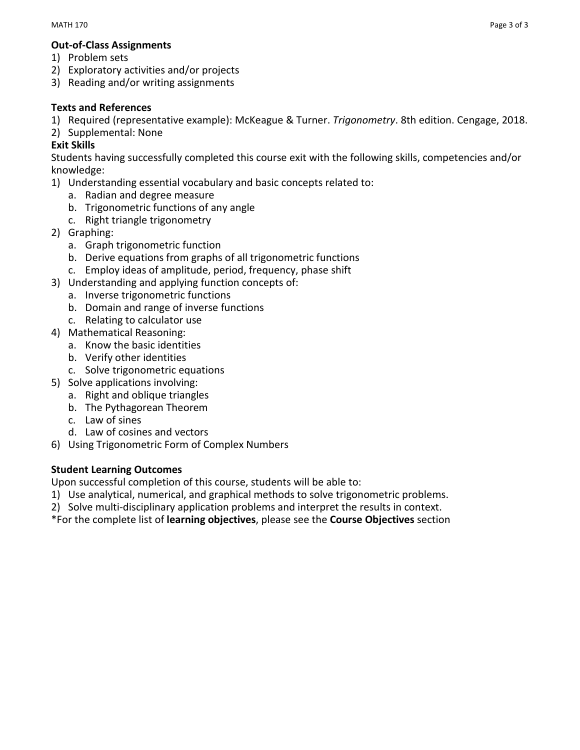**Out-of-Class Assignments**

1) Problem sets
2) Exploratory activities and/or projects
3) Reading and/or writing assignments

**Texts and References**

1) Required (representative example): McKeague & Turner. *Trigonometry*. 8th edition. Cengage, 2018.
2) Supplemental: None

**Exit Skills**

Students having successfully completed this course exit with the following skills, competencies and/or knowledge:

1) Understanding essential vocabulary and basic concepts related to:
   a. Radian and degree measure
   b. Trigonometric functions of any angle
   c. Right triangle trigonometry
2) Graphing:
   a. Graph trigonometric function
   b. Derive equations from graphs of all trigonometric functions
   c. Employ ideas of amplitude, period, frequency, phase shift
3) Understanding and applying function concepts of:
   a. Inverse trigonometric functions
   b. Domain and range of inverse functions
   c. Relating to calculator use
4) Mathematical Reasoning:
   a. Know the basic identities
   b. Verify other identities
   c. Solve trigonometric equations
5) Solve applications involving:
   a. Right and oblique triangles
   b. The Pythagorean Theorem
   c. Law of sines
   d. Law of cosines and vectors
6) Using Trigonometric Form of Complex Numbers

**Student Learning Outcomes**

Upon successful completion of this course, students will be able to:

1) Use analytical, numerical, and graphical methods to solve trigonometric problems.
2) Solve multi-disciplinary application problems and interpret the results in context.

*For the complete list of **learning objectives**, please see the **Course Objectives** section